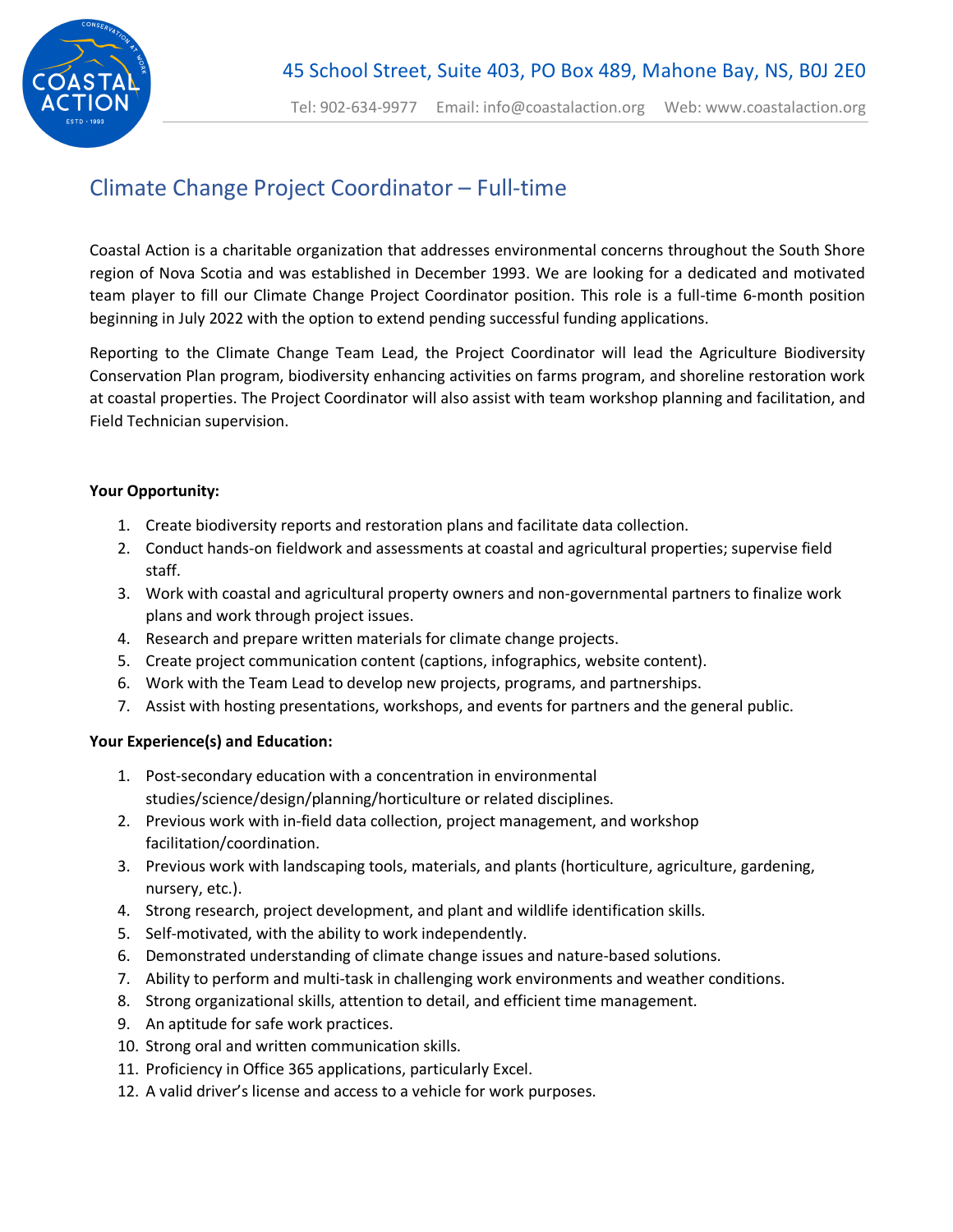45 School Street, Suite 403, PO Box 489, Mahone Bay, NS, B0J 2E0

Tel: 902-634-9977 Email: info@coastalaction.org Web: www.coastalaction.org

# Climate Change Project Coordinator – Full-time

Coastal Action is a charitable organization that addresses environmental concerns throughout the South Shore region of Nova Scotia and was established in December 1993. We are looking for a dedicated and motivated team player to fill our Climate Change Project Coordinator position. This role is a full-time 6-month position beginning in July 2022 with the option to extend pending successful funding applications.

Reporting to the Climate Change Team Lead, the Project Coordinator will lead the Agriculture Biodiversity Conservation Plan program, biodiversity enhancing activities on farms program, and shoreline restoration work at coastal properties. The Project Coordinator will also assist with team workshop planning and facilitation, and Field Technician supervision.

**Your Opportunity:**

1. Create biodiversity reports and restoration plans and facilitate data collection.
2. Conduct hands-on fieldwork and assessments at coastal and agricultural properties; supervise field staff.
3. Work with coastal and agricultural property owners and non-governmental partners to finalize work plans and work through project issues.
4. Research and prepare written materials for climate change projects.
5. Create project communication content (captions, infographics, website content).
6. Work with the Team Lead to develop new projects, programs, and partnerships.
7. Assist with hosting presentations, workshops, and events for partners and the general public.

**Your Experience(s) and Education:**

1. Post-secondary education with a concentration in environmental studies/science/design/planning/horticulture or related disciplines.
2. Previous work with in-field data collection, project management, and workshop facilitation/coordination.
3. Previous work with landscaping tools, materials, and plants (horticulture, agriculture, gardening, nursery, etc.).
4. Strong research, project development, and plant and wildlife identification skills.
5. Self-motivated, with the ability to work independently.
6. Demonstrated understanding of climate change issues and nature-based solutions.
7. Ability to perform and multi-task in challenging work environments and weather conditions.
8. Strong organizational skills, attention to detail, and efficient time management.
9. An aptitude for safe work practices.
10. Strong oral and written communication skills.
11. Proficiency in Office 365 applications, particularly Excel.
12. A valid driver's license and access to a vehicle for work purposes.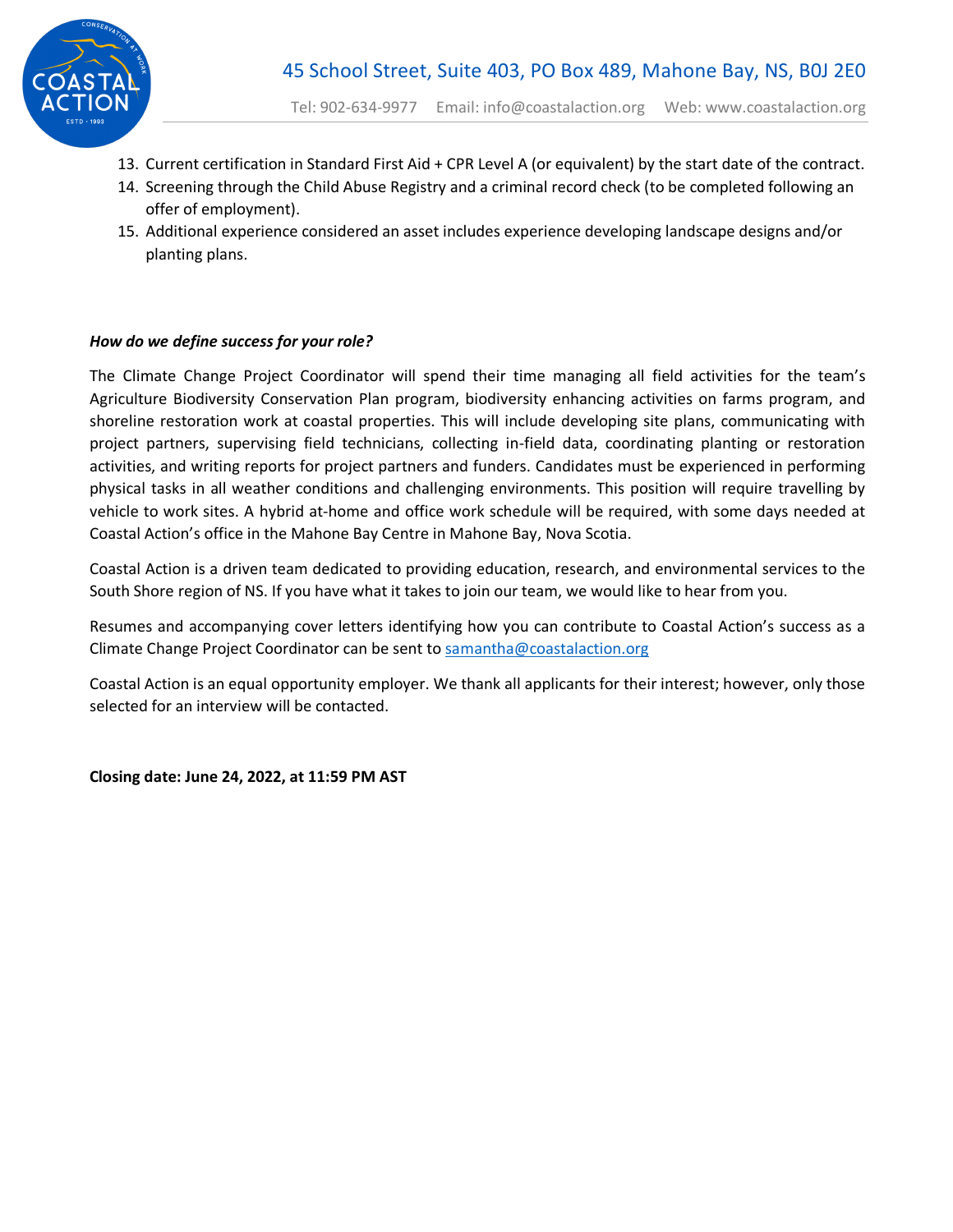13. Current certification in Standard First Aid + CPR Level A (or equivalent) by the start date of the contract.
14. Screening through the Child Abuse Registry and a criminal record check (to be completed following an offer of employment).
15. Additional experience considered an asset includes experience developing landscape designs and/or planting plans.

***How do we define success for your role?***

The Climate Change Project Coordinator will spend their time managing all field activities for the team's Agriculture Biodiversity Conservation Plan program, biodiversity enhancing activities on farms program, and shoreline restoration work at coastal properties. This will include developing site plans, communicating with project partners, supervising field technicians, collecting in-field data, coordinating planting or restoration activities, and writing reports for project partners and funders. Candidates must be experienced in performing physical tasks in all weather conditions and challenging environments. This position will require travelling by vehicle to work sites. A hybrid at-home and office work schedule will be required, with some days needed at Coastal Action's office in the Mahone Bay Centre in Mahone Bay, Nova Scotia.

Coastal Action is a driven team dedicated to providing education, research, and environmental services to the South Shore region of NS. If you have what it takes to join our team, we would like to hear from you.

Resumes and accompanying cover letters identifying how you can contribute to Coastal Action's success as a Climate Change Project Coordinator can be sent to samantha@coastalaction.org

Coastal Action is an equal opportunity employer. We thank all applicants for their interest; however, only those selected for an interview will be contacted.

**Closing date: June 24, 2022, at 11:59 PM AST**